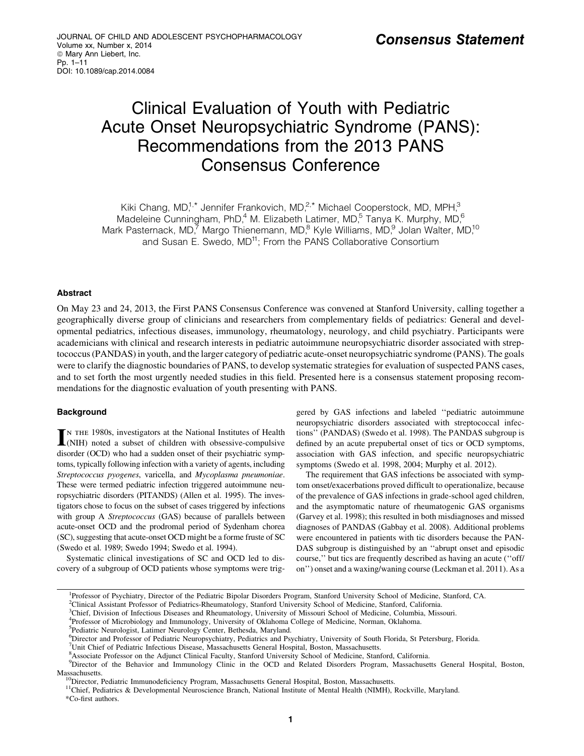Consensus Statement

# Clinical Evaluation of Youth with Pediatric Acute Onset Neuropsychiatric Syndrome (PANS): Recommendations from the 2013 PANS Consensus Conference

Kiki Chang, MD,[1,*] Jennifer Frankovich, MD,[2,*] Michael Cooperstock, MD, MPH,[3] Madeleine Cunningham, PhD,[4] M. Elizabeth Latimer, MD,[5] Tanya K. Murphy, MD,[6] Mark Pasternack, MD,[7] Margo Thienemann, MD,[8] Kyle Williams, MD,[9] Jolan Walter, MD,[10] and Susan E. Swedo, MD[11]; From the PANS Collaborative Consortium

## Abstract

On May 23 and 24, 2013, the First PANS Consensus Conference was convened at Stanford University, calling together a geographically diverse group of clinicians and researchers from complementary fields of pediatrics: General and developmental pediatrics, infectious diseases, immunology, rheumatology, neurology, and child psychiatry. Participants were academicians with clinical and research interests in pediatric autoimmune neuropsychiatric disorder associated with streptococcus (PANDAS) in youth, and the larger category of pediatric acute-onset neuropsychiatric syndrome (PANS). The goals were to clarify the diagnostic boundaries of PANS, to develop systematic strategies for evaluation of suspected PANS cases, and to set forth the most urgently needed studies in this field. Presented here is a consensus statement proposing recommendations for the diagnostic evaluation of youth presenting with PANS.

## Background

In the 1980s, investigators at the National Institutes of Health (NIH) noted a subset of children with obsessive-compulsive disorder (OCD) who had a sudden onset of their psychiatric symptoms, typically following infection with a variety of agents, including *Streptococcus pyogenes*, varicella, and *Mycoplasma pneumoniae*. These were termed pediatric infection triggered autoimmune neuropsychiatric disorders (PITANDS) (Allen et al. 1995). The investigators chose to focus on the subset of cases triggered by infections with group A *Streptococcus* (GAS) because of parallels between acute-onset OCD and the prodromal period of Sydenham chorea (SC), suggesting that acute-onset OCD might be a forme fruste of SC (Swedo et al. 1989; Swedo 1994; Swedo et al. 1994).

Systematic clinical investigations of SC and OCD led to discovery of a subgroup of OCD patients whose symptoms were triggered by GAS infections and labeled ''pediatric autoimmune neuropsychiatric disorders associated with streptococcal infections'' (PANDAS) (Swedo et al. 1998). The PANDAS subgroup is defined by an acute prepubertal onset of tics or OCD symptoms, association with GAS infection, and specific neuropsychiatric symptoms (Swedo et al. 1998, 2004; Murphy et al. 2012).

The requirement that GAS infections be associated with symptom onset/exacerbations proved difficult to operationalize, because of the prevalence of GAS infections in grade-school aged children, and the asymptomatic nature of rheumatogenic GAS organisms (Garvey et al. 1998); this resulted in both misdiagnoses and missed diagnoses of PANDAS (Gabbay et al. 2008). Additional problems were encountered in patients with tic disorders because the PANDAS subgroup is distinguished by an ''abrupt onset and episodic course,'' but tics are frequently described as having an acute (''off/on'') onset and a waxing/waning course (Leckman et al. 2011). As a

[1]Professor of Psychiatry, Director of the Pediatric Bipolar Disorders Program, Stanford University School of Medicine, Stanford, CA.
[2]Clinical Assistant Professor of Pediatrics-Rheumatology, Stanford University School of Medicine, Stanford, California.
[3]Chief, Division of Infectious Diseases and Rheumatology, University of Missouri School of Medicine, Columbia, Missouri.
[4]Professor of Microbiology and Immunology, University of Oklahoma College of Medicine, Norman, Oklahoma.
[5]Pediatric Neurologist, Latimer Neurology Center, Bethesda, Maryland.
[6]Director and Professor of Pediatric Neuropsychiatry, Pediatrics and Psychiatry, University of South Florida, St Petersburg, Florida.
[7]Unit Chief of Pediatric Infectious Disease, Massachusetts General Hospital, Boston, Massachusetts.
[8]Associate Professor on the Adjunct Clinical Faculty, Stanford University School of Medicine, Stanford, California.
[9]Director of the Behavior and Immunology Clinic in the OCD and Related Disorders Program, Massachusetts General Hospital, Boston, Massachusetts.
[10]Director, Pediatric Immunodeficiency Program, Massachusetts General Hospital, Boston, Massachusetts.
[11]Chief, Pediatrics & Developmental Neuroscience Branch, National Institute of Mental Health (NIMH), Rockville, Maryland.
*Co-first authors.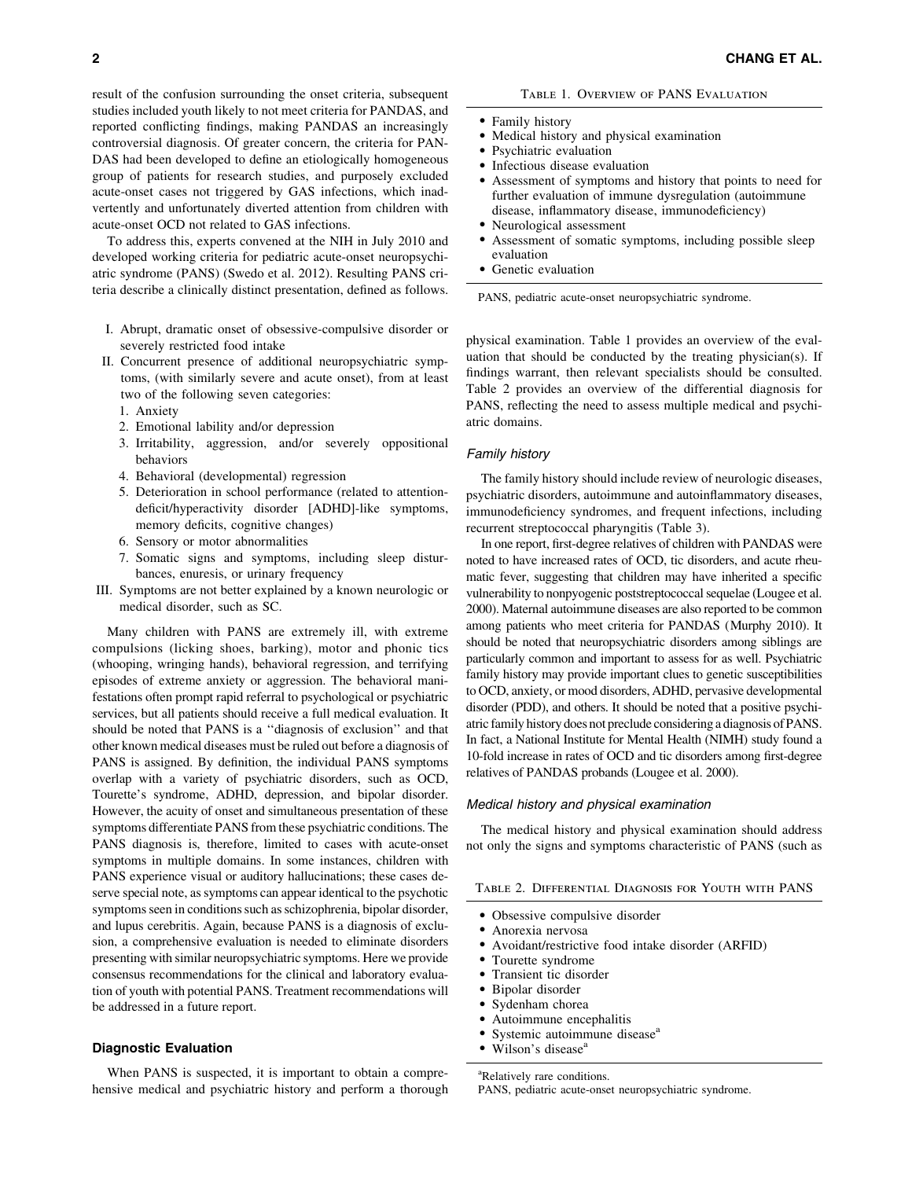result of the confusion surrounding the onset criteria, subsequent studies included youth likely to not meet criteria for PANDAS, and reported conflicting findings, making PANDAS an increasingly controversial diagnosis. Of greater concern, the criteria for PANDAS had been developed to define an etiologically homogeneous group of patients for research studies, and purposely excluded acute-onset cases not triggered by GAS infections, which inadvertently and unfortunately diverted attention from children with acute-onset OCD not related to GAS infections.

To address this, experts convened at the NIH in July 2010 and developed working criteria for pediatric acute-onset neuropsychiatric syndrome (PANS) (Swedo et al. 2012). Resulting PANS criteria describe a clinically distinct presentation, defined as follows.

I. Abrupt, dramatic onset of obsessive-compulsive disorder or severely restricted food intake
II. Concurrent presence of additional neuropsychiatric symptoms, (with similarly severe and acute onset), from at least two of the following seven categories:
   1. Anxiety
   2. Emotional lability and/or depression
   3. Irritability, aggression, and/or severely oppositional behaviors
   4. Behavioral (developmental) regression
   5. Deterioration in school performance (related to attention-deficit/hyperactivity disorder [ADHD]-like symptoms, memory deficits, cognitive changes)
   6. Sensory or motor abnormalities
   7. Somatic signs and symptoms, including sleep disturbances, enuresis, or urinary frequency
III. Symptoms are not better explained by a known neurologic or medical disorder, such as SC.

Many children with PANS are extremely ill, with extreme compulsions (licking shoes, barking), motor and phonic tics (whooping, wringing hands), behavioral regression, and terrifying episodes of extreme anxiety or aggression. The behavioral manifestations often prompt rapid referral to psychological or psychiatric services, but all patients should receive a full medical evaluation. It should be noted that PANS is a ''diagnosis of exclusion'' and that other known medical diseases must be ruled out before a diagnosis of PANS is assigned. By definition, the individual PANS symptoms overlap with a variety of psychiatric disorders, such as OCD, Tourette's syndrome, ADHD, depression, and bipolar disorder. However, the acuity of onset and simultaneous presentation of these symptoms differentiate PANS from these psychiatric conditions. The PANS diagnosis is, therefore, limited to cases with acute-onset symptoms in multiple domains. In some instances, children with PANS experience visual or auditory hallucinations; these cases deserve special note, as symptoms can appear identical to the psychotic symptoms seen in conditions such as schizophrenia, bipolar disorder, and lupus cerebritis. Again, because PANS is a diagnosis of exclusion, a comprehensive evaluation is needed to eliminate disorders presenting with similar neuropsychiatric symptoms. Here we provide consensus recommendations for the clinical and laboratory evaluation of youth with potential PANS. Treatment recommendations will be addressed in a future report.

## Diagnostic Evaluation

When PANS is suspected, it is important to obtain a comprehensive medical and psychiatric history and perform a thorough physical examination. Table 1 provides an overview of the evaluation that should be conducted by the treating physician(s). If findings warrant, then relevant specialists should be consulted. Table 2 provides an overview of the differential diagnosis for PANS, reflecting the need to assess multiple medical and psychiatric domains.

Table 1. Overview of PANS Evaluation

- Family history
- Medical history and physical examination
- Psychiatric evaluation
- Infectious disease evaluation
- Assessment of symptoms and history that points to need for further evaluation of immune dysregulation (autoimmune disease, inflammatory disease, immunodeficiency)
- Neurological assessment
- Assessment of somatic symptoms, including possible sleep evaluation
- Genetic evaluation

PANS, pediatric acute-onset neuropsychiatric syndrome.

### *Family history*

The family history should include review of neurologic diseases, psychiatric disorders, autoimmune and autoinflammatory diseases, immunodeficiency syndromes, and frequent infections, including recurrent streptococcal pharyngitis (Table 3).

In one report, first-degree relatives of children with PANDAS were noted to have increased rates of OCD, tic disorders, and acute rheumatic fever, suggesting that children may have inherited a specific vulnerability to nonpyogenic poststreptococcal sequelae (Lougee et al. 2000). Maternal autoimmune diseases are also reported to be common among patients who meet criteria for PANDAS (Murphy 2010). It should be noted that neuropsychiatric disorders among siblings are particularly common and important to assess for as well. Psychiatric family history may provide important clues to genetic susceptibilities to OCD, anxiety, or mood disorders, ADHD, pervasive developmental disorder (PDD), and others. It should be noted that a positive psychiatric family history does not preclude considering a diagnosis of PANS. In fact, a National Institute for Mental Health (NIMH) study found a 10-fold increase in rates of OCD and tic disorders among first-degree relatives of PANDAS probands (Lougee et al. 2000).

### *Medical history and physical examination*

The medical history and physical examination should address not only the signs and symptoms characteristic of PANS (such as

Table 2. Differential Diagnosis for Youth with PANS

- Obsessive compulsive disorder
- Anorexia nervosa
- Avoidant/restrictive food intake disorder (ARFID)
- Tourette syndrome
- Transient tic disorder
- Bipolar disorder
- Sydenham chorea
- Autoimmune encephalitis
- Systemic autoimmune disease[a]
- Wilson's disease[a]

[a]Relatively rare conditions.
PANS, pediatric acute-onset neuropsychiatric syndrome.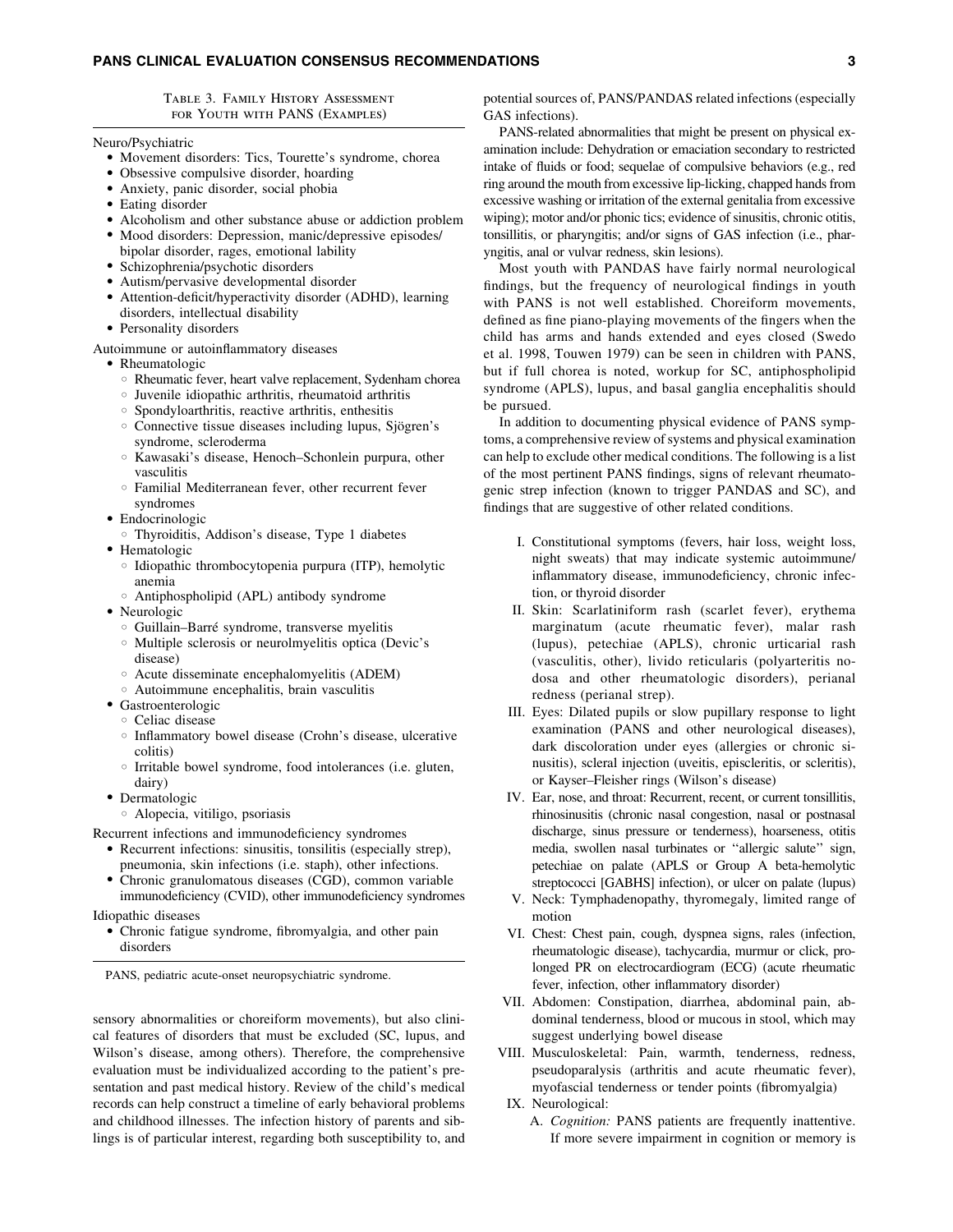Table 3. Family History Assessment for Youth with PANS (Examples)

Neuro/Psychiatric

- Movement disorders: Tics, Tourette's syndrome, chorea
- Obsessive compulsive disorder, hoarding
- Anxiety, panic disorder, social phobia
- Eating disorder
- Alcoholism and other substance abuse or addiction problem
- Mood disorders: Depression, manic/depressive episodes/ bipolar disorder, rages, emotional lability
- Schizophrenia/psychotic disorders
- Autism/pervasive developmental disorder
- Attention-deficit/hyperactivity disorder (ADHD), learning disorders, intellectual disability
- Personality disorders

Autoimmune or autoinflammatory diseases

- Rheumatologic
  - Rheumatic fever, heart valve replacement, Sydenham chorea
  - Juvenile idiopathic arthritis, rheumatoid arthritis
  - Spondyloarthritis, reactive arthritis, enthesitis
  - Connective tissue diseases including lupus, Sjögren's syndrome, scleroderma
  - Kawasaki's disease, Henoch–Schonlein purpura, other vasculitis
  - Familial Mediterranean fever, other recurrent fever syndromes
- Endocrinologic
  - Thyroiditis, Addison's disease, Type 1 diabetes
- Hematologic
  - Idiopathic thrombocytopenia purpura (ITP), hemolytic anemia
  - Antiphospholipid (APL) antibody syndrome
- Neurologic
  - Guillain–Barré syndrome, transverse myelitis
  - Multiple sclerosis or neurolmyelitis optica (Devic's disease)
  - Acute disseminate encephalomyelitis (ADEM)
  - Autoimmune encephalitis, brain vasculitis
- Gastroenterologic
  - Celiac disease
  - Inflammatory bowel disease (Crohn's disease, ulcerative colitis)
  - Irritable bowel syndrome, food intolerances (i.e. gluten, dairy)
- Dermatologic
  - Alopecia, vitiligo, psoriasis

Recurrent infections and immunodeficiency syndromes

- Recurrent infections: sinusitis, tonsilitis (especially strep), pneumonia, skin infections (i.e. staph), other infections.
- Chronic granulomatous diseases (CGD), common variable immunodeficiency (CVID), other immunodeficiency syndromes

Idiopathic diseases

- Chronic fatigue syndrome, fibromyalgia, and other pain disorders

PANS, pediatric acute-onset neuropsychiatric syndrome.

sensory abnormalities or choreiform movements), but also clinical features of disorders that must be excluded (SC, lupus, and Wilson's disease, among others). Therefore, the comprehensive evaluation must be individualized according to the patient's presentation and past medical history. Review of the child's medical records can help construct a timeline of early behavioral problems and childhood illnesses. The infection history of parents and siblings is of particular interest, regarding both susceptibility to, and potential sources of, PANS/PANDAS related infections (especially GAS infections).

PANS-related abnormalities that might be present on physical examination include: Dehydration or emaciation secondary to restricted intake of fluids or food; sequelae of compulsive behaviors (e.g., red ring around the mouth from excessive lip-licking, chapped hands from excessive washing or irritation of the external genitalia from excessive wiping); motor and/or phonic tics; evidence of sinusitis, chronic otitis, tonsillitis, or pharyngitis; and/or signs of GAS infection (i.e., pharyngitis, anal or vulvar redness, skin lesions).

Most youth with PANDAS have fairly normal neurological findings, but the frequency of neurological findings in youth with PANS is not well established. Choreiform movements, defined as fine piano-playing movements of the fingers when the child has arms and hands extended and eyes closed (Swedo et al. 1998, Touwen 1979) can be seen in children with PANS, but if full chorea is noted, workup for SC, antiphospholipid syndrome (APLS), lupus, and basal ganglia encephalitis should be pursued.

In addition to documenting physical evidence of PANS symptoms, a comprehensive review of systems and physical examination can help to exclude other medical conditions. The following is a list of the most pertinent PANS findings, signs of relevant rheumatogenic strep infection (known to trigger PANDAS and SC), and findings that are suggestive of other related conditions.

I. Constitutional symptoms (fevers, hair loss, weight loss, night sweats) that may indicate systemic autoimmune/ inflammatory disease, immunodeficiency, chronic infection, or thyroid disorder

II. Skin: Scarlatiniform rash (scarlet fever), erythema marginatum (acute rheumatic fever), malar rash (lupus), petechiae (APLS), chronic urticarial rash (vasculitis, other), livido reticularis (polyarteritis nodosa and other rheumatologic disorders), perianal redness (perianal strep).

III. Eyes: Dilated pupils or slow pupillary response to light examination (PANS and other neurological diseases), dark discoloration under eyes (allergies or chronic sinusitis), scleral injection (uveitis, episcleritis, or scleritis), or Kayser–Fleisher rings (Wilson's disease)

IV. Ear, nose, and throat: Recurrent, recent, or current tonsillitis, rhinosinusitis (chronic nasal congestion, nasal or postnasal discharge, sinus pressure or tenderness), hoarseness, otitis media, swollen nasal turbinates or "allergic salute" sign, petechiae on palate (APLS or Group A beta-hemolytic streptococci [GABHS] infection), or ulcer on palate (lupus)

V. Neck: Tymphadenopathy, thyromegaly, limited range of motion

VI. Chest: Chest pain, cough, dyspnea signs, rales (infection, rheumatologic disease), tachycardia, murmur or click, prolonged PR on electrocardiogram (ECG) (acute rheumatic fever, infection, other inflammatory disorder)

VII. Abdomen: Constipation, diarrhea, abdominal pain, abdominal tenderness, blood or mucous in stool, which may suggest underlying bowel disease

VIII. Musculoskeletal: Pain, warmth, tenderness, redness, pseudoparalysis (arthritis and acute rheumatic fever), myofascial tenderness or tender points (fibromyalgia)

IX. Neurological:

A. *Cognition:* PANS patients are frequently inattentive. If more severe impairment in cognition or memory is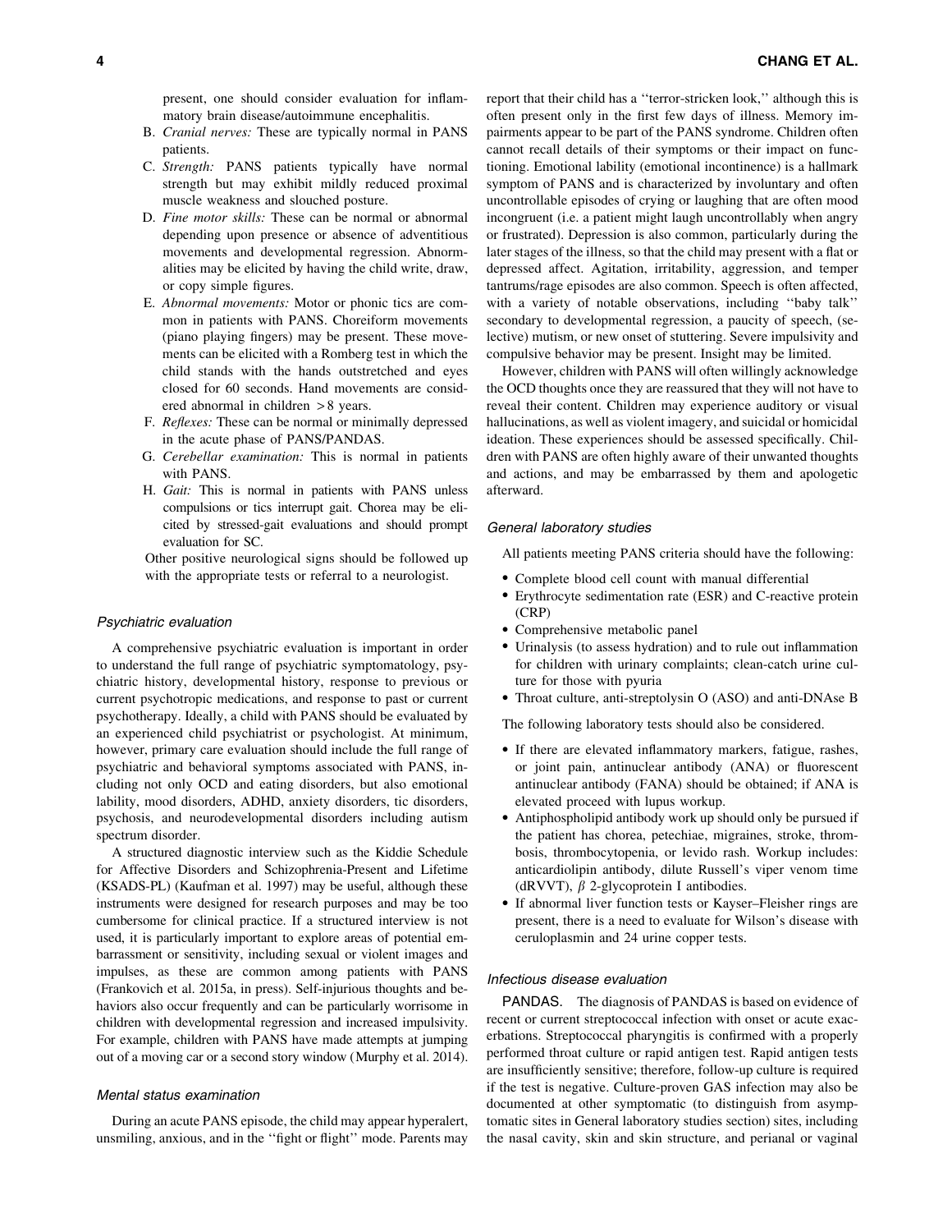present, one should consider evaluation for inflammatory brain disease/autoimmune encephalitis.

B. *Cranial nerves:* These are typically normal in PANS patients.

C. *Strength:* PANS patients typically have normal strength but may exhibit mildly reduced proximal muscle weakness and slouched posture.

D. *Fine motor skills:* These can be normal or abnormal depending upon presence or absence of adventitious movements and developmental regression. Abnormalities may be elicited by having the child write, draw, or copy simple figures.

E. *Abnormal movements:* Motor or phonic tics are common in patients with PANS. Choreiform movements (piano playing fingers) may be present. These movements can be elicited with a Romberg test in which the child stands with the hands outstretched and eyes closed for 60 seconds. Hand movements are considered abnormal in children >8 years.

F. *Reflexes:* These can be normal or minimally depressed in the acute phase of PANS/PANDAS.

G. *Cerebellar examination:* This is normal in patients with PANS.

H. *Gait:* This is normal in patients with PANS unless compulsions or tics interrupt gait. Chorea may be elicited by stressed-gait evaluations and should prompt evaluation for SC.

Other positive neurological signs should be followed up with the appropriate tests or referral to a neurologist.

### Psychiatric evaluation

A comprehensive psychiatric evaluation is important in order to understand the full range of psychiatric symptomatology, psychiatric history, developmental history, response to previous or current psychotropic medications, and response to past or current psychotherapy. Ideally, a child with PANS should be evaluated by an experienced child psychiatrist or psychologist. At minimum, however, primary care evaluation should include the full range of psychiatric and behavioral symptoms associated with PANS, including not only OCD and eating disorders, but also emotional lability, mood disorders, ADHD, anxiety disorders, tic disorders, psychosis, and neurodevelopmental disorders including autism spectrum disorder.

A structured diagnostic interview such as the Kiddie Schedule for Affective Disorders and Schizophrenia-Present and Lifetime (KSADS-PL) (Kaufman et al. 1997) may be useful, although these instruments were designed for research purposes and may be too cumbersome for clinical practice. If a structured interview is not used, it is particularly important to explore areas of potential embarrassment or sensitivity, including sexual or violent images and impulses, as these are common among patients with PANS (Frankovich et al. 2015a, in press). Self-injurious thoughts and behaviors also occur frequently and can be particularly worrisome in children with developmental regression and increased impulsivity. For example, children with PANS have made attempts at jumping out of a moving car or a second story window (Murphy et al. 2014).

### Mental status examination

During an acute PANS episode, the child may appear hyperalert, unsmiling, anxious, and in the ''fight or flight'' mode. Parents may report that their child has a ''terror-stricken look,'' although this is often present only in the first few days of illness. Memory impairments appear to be part of the PANS syndrome. Children often cannot recall details of their symptoms or their impact on functioning. Emotional lability (emotional incontinence) is a hallmark symptom of PANS and is characterized by involuntary and often uncontrollable episodes of crying or laughing that are often mood incongruent (i.e. a patient might laugh uncontrollably when angry or frustrated). Depression is also common, particularly during the later stages of the illness, so that the child may present with a flat or depressed affect. Agitation, irritability, aggression, and temper tantrums/rage episodes are also common. Speech is often affected, with a variety of notable observations, including ''baby talk'' secondary to developmental regression, a paucity of speech, (selective) mutism, or new onset of stuttering. Severe impulsivity and compulsive behavior may be present. Insight may be limited.

However, children with PANS will often willingly acknowledge the OCD thoughts once they are reassured that they will not have to reveal their content. Children may experience auditory or visual hallucinations, as well as violent imagery, and suicidal or homicidal ideation. These experiences should be assessed specifically. Children with PANS are often highly aware of their unwanted thoughts and actions, and may be embarrassed by them and apologetic afterward.

### General laboratory studies

All patients meeting PANS criteria should have the following:

- Complete blood cell count with manual differential
- Erythrocyte sedimentation rate (ESR) and C-reactive protein (CRP)
- Comprehensive metabolic panel
- Urinalysis (to assess hydration) and to rule out inflammation for children with urinary complaints; clean-catch urine culture for those with pyuria
- Throat culture, anti-streptolysin O (ASO) and anti-DNAse B

The following laboratory tests should also be considered.

- If there are elevated inflammatory markers, fatigue, rashes, or joint pain, antinuclear antibody (ANA) or fluorescent antinuclear antibody (FANA) should be obtained; if ANA is elevated proceed with lupus workup.
- Antiphospholipid antibody work up should only be pursued if the patient has chorea, petechiae, migraines, stroke, thrombosis, thrombocytopenia, or levido rash. Workup includes: anticardiolipin antibody, dilute Russell's viper venom time (dRVVT), $\beta$ 2-glycoprotein I antibodies.
- If abnormal liver function tests or Kayser–Fleisher rings are present, there is a need to evaluate for Wilson's disease with ceruloplasmin and 24 urine copper tests.

### Infectious disease evaluation

**PANDAS.** The diagnosis of PANDAS is based on evidence of recent or current streptococcal infection with onset or acute exacerbations. Streptococcal pharyngitis is confirmed with a properly performed throat culture or rapid antigen test. Rapid antigen tests are insufficiently sensitive; therefore, follow-up culture is required if the test is negative. Culture-proven GAS infection may also be documented at other symptomatic (to distinguish from asymptomatic sites in General laboratory studies section) sites, including the nasal cavity, skin and skin structure, and perianal or vaginal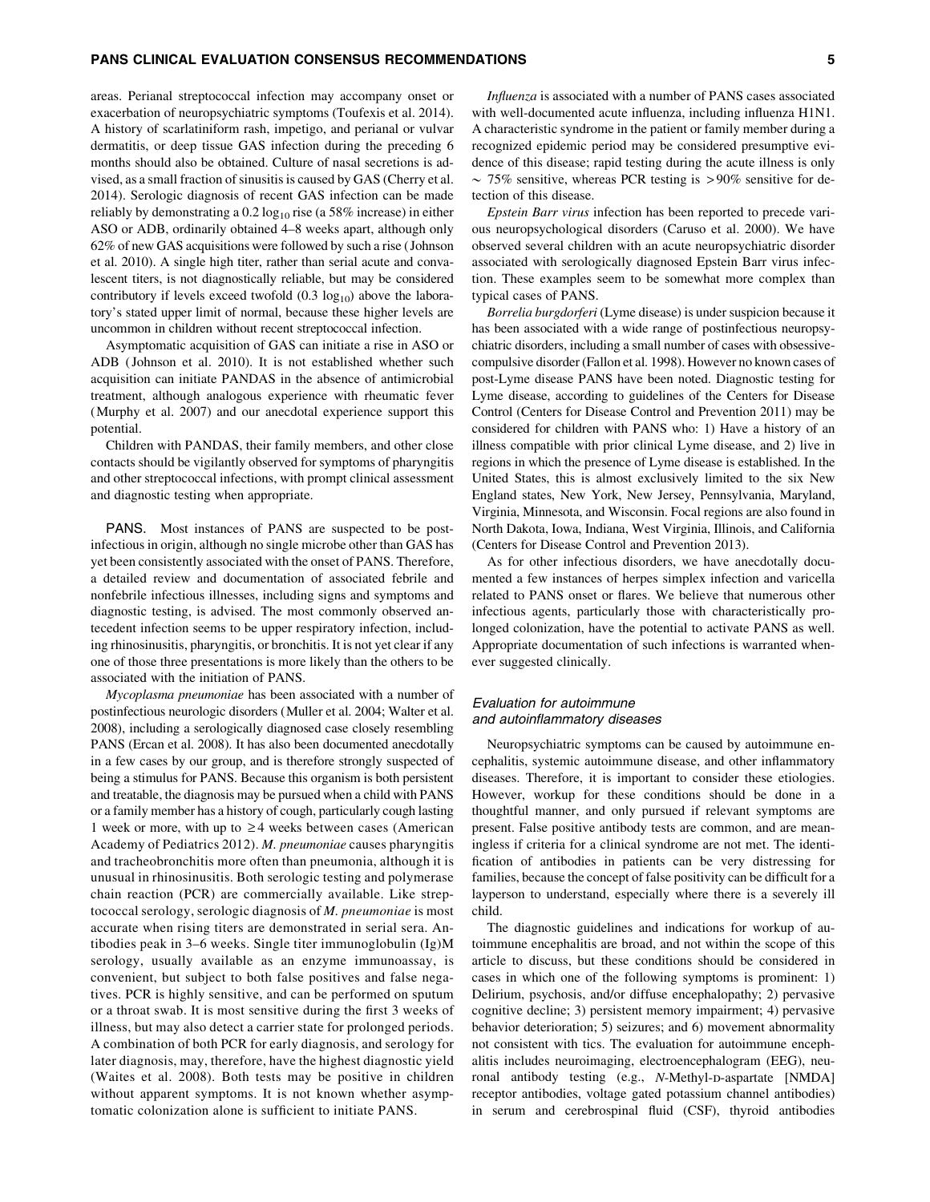areas. Perianal streptococcal infection may accompany onset or exacerbation of neuropsychiatric symptoms (Toufexis et al. 2014). A history of scarlatiniform rash, impetigo, and perianal or vulvar dermatitis, or deep tissue GAS infection during the preceding 6 months should also be obtained. Culture of nasal secretions is advised, as a small fraction of sinusitis is caused by GAS (Cherry et al. 2014). Serologic diagnosis of recent GAS infection can be made reliably by demonstrating a 0.2 $\log_{10}$ rise (a 58% increase) in either ASO or ADB, ordinarily obtained 4–8 weeks apart, although only 62% of new GAS acquisitions were followed by such a rise (Johnson et al. 2010). A single high titer, rather than serial acute and convalescent titers, is not diagnostically reliable, but may be considered contributory if levels exceed twofold (0.3 $\log_{10}$) above the laboratory's stated upper limit of normal, because these higher levels are uncommon in children without recent streptococcal infection.

Asymptomatic acquisition of GAS can initiate a rise in ASO or ADB (Johnson et al. 2010). It is not established whether such acquisition can initiate PANDAS in the absence of antimicrobial treatment, although analogous experience with rheumatic fever (Murphy et al. 2007) and our anecdotal experience support this potential.

Children with PANDAS, their family members, and other close contacts should be vigilantly observed for symptoms of pharyngitis and other streptococcal infections, with prompt clinical assessment and diagnostic testing when appropriate.

**PANS.** Most instances of PANS are suspected to be postinfectious in origin, although no single microbe other than GAS has yet been consistently associated with the onset of PANS. Therefore, a detailed review and documentation of associated febrile and nonfebrile infectious illnesses, including signs and symptoms and diagnostic testing, is advised. The most commonly observed antecedent infection seems to be upper respiratory infection, including rhinosinusitis, pharyngitis, or bronchitis. It is not yet clear if any one of those three presentations is more likely than the others to be associated with the initiation of PANS.

*Mycoplasma pneumoniae* has been associated with a number of postinfectious neurologic disorders (Muller et al. 2004; Walter et al. 2008), including a serologically diagnosed case closely resembling PANS (Ercan et al. 2008). It has also been documented anecdotally in a few cases by our group, and is therefore strongly suspected of being a stimulus for PANS. Because this organism is both persistent and treatable, the diagnosis may be pursued when a child with PANS or a family member has a history of cough, particularly cough lasting 1 week or more, with up to $\geq$4 weeks between cases (American Academy of Pediatrics 2012). *M. pneumoniae* causes pharyngitis and tracheobronchitis more often than pneumonia, although it is unusual in rhinosinusitis. Both serologic testing and polymerase chain reaction (PCR) are commercially available. Like streptococcal serology, serologic diagnosis of *M. pneumoniae* is most accurate when rising titers are demonstrated in serial sera. Antibodies peak in 3–6 weeks. Single titer immunoglobulin (Ig)M serology, usually available as an enzyme immunoassay, is convenient, but subject to both false positives and false negatives. PCR is highly sensitive, and can be performed on sputum or a throat swab. It is most sensitive during the first 3 weeks of illness, but may also detect a carrier state for prolonged periods. A combination of both PCR for early diagnosis, and serology for later diagnosis, may, therefore, have the highest diagnostic yield (Waites et al. 2008). Both tests may be positive in children without apparent symptoms. It is not known whether asymptomatic colonization alone is sufficient to initiate PANS.

*Influenza* is associated with a number of PANS cases associated with well-documented acute influenza, including influenza H1N1. A characteristic syndrome in the patient or family member during a recognized epidemic period may be considered presumptive evidence of this disease; rapid testing during the acute illness is only $\sim$ 75% sensitive, whereas PCR testing is $>$90% sensitive for detection of this disease.

*Epstein Barr virus* infection has been reported to precede various neuropsychological disorders (Caruso et al. 2000). We have observed several children with an acute neuropsychiatric disorder associated with serologically diagnosed Epstein Barr virus infection. These examples seem to be somewhat more complex than typical cases of PANS.

*Borrelia burgdorferi* (Lyme disease) is under suspicion because it has been associated with a wide range of postinfectious neuropsychiatric disorders, including a small number of cases with obsessive-compulsive disorder (Fallon et al. 1998). However no known cases of post-Lyme disease PANS have been noted. Diagnostic testing for Lyme disease, according to guidelines of the Centers for Disease Control (Centers for Disease Control and Prevention 2011) may be considered for children with PANS who: 1) Have a history of an illness compatible with prior clinical Lyme disease, and 2) live in regions in which the presence of Lyme disease is established. In the United States, this is almost exclusively limited to the six New England states, New York, New Jersey, Pennsylvania, Maryland, Virginia, Minnesota, and Wisconsin. Focal regions are also found in North Dakota, Iowa, Indiana, West Virginia, Illinois, and California (Centers for Disease Control and Prevention 2013).

As for other infectious disorders, we have anecdotally documented a few instances of herpes simplex infection and varicella related to PANS onset or flares. We believe that numerous other infectious agents, particularly those with characteristically prolonged colonization, have the potential to activate PANS as well. Appropriate documentation of such infections is warranted whenever suggested clinically.

### *Evaluation for autoimmune and autoinflammatory diseases*

Neuropsychiatric symptoms can be caused by autoimmune encephalitis, systemic autoimmune disease, and other inflammatory diseases. Therefore, it is important to consider these etiologies. However, workup for these conditions should be done in a thoughtful manner, and only pursued if relevant symptoms are present. False positive antibody tests are common, and are meaningless if criteria for a clinical syndrome are not met. The identification of antibodies in patients can be very distressing for families, because the concept of false positivity can be difficult for a layperson to understand, especially where there is a severely ill child.

The diagnostic guidelines and indications for workup of autoimmune encephalitis are broad, and not within the scope of this article to discuss, but these conditions should be considered in cases in which one of the following symptoms is prominent: 1) Delirium, psychosis, and/or diffuse encephalopathy; 2) pervasive cognitive decline; 3) persistent memory impairment; 4) pervasive behavior deterioration; 5) seizures; and 6) movement abnormality not consistent with tics. The evaluation for autoimmune encephalitis includes neuroimaging, electroencephalogram (EEG), neuronal antibody testing (e.g., *N*-Methyl-D-aspartate [NMDA] receptor antibodies, voltage gated potassium channel antibodies) in serum and cerebrospinal fluid (CSF), thyroid antibodies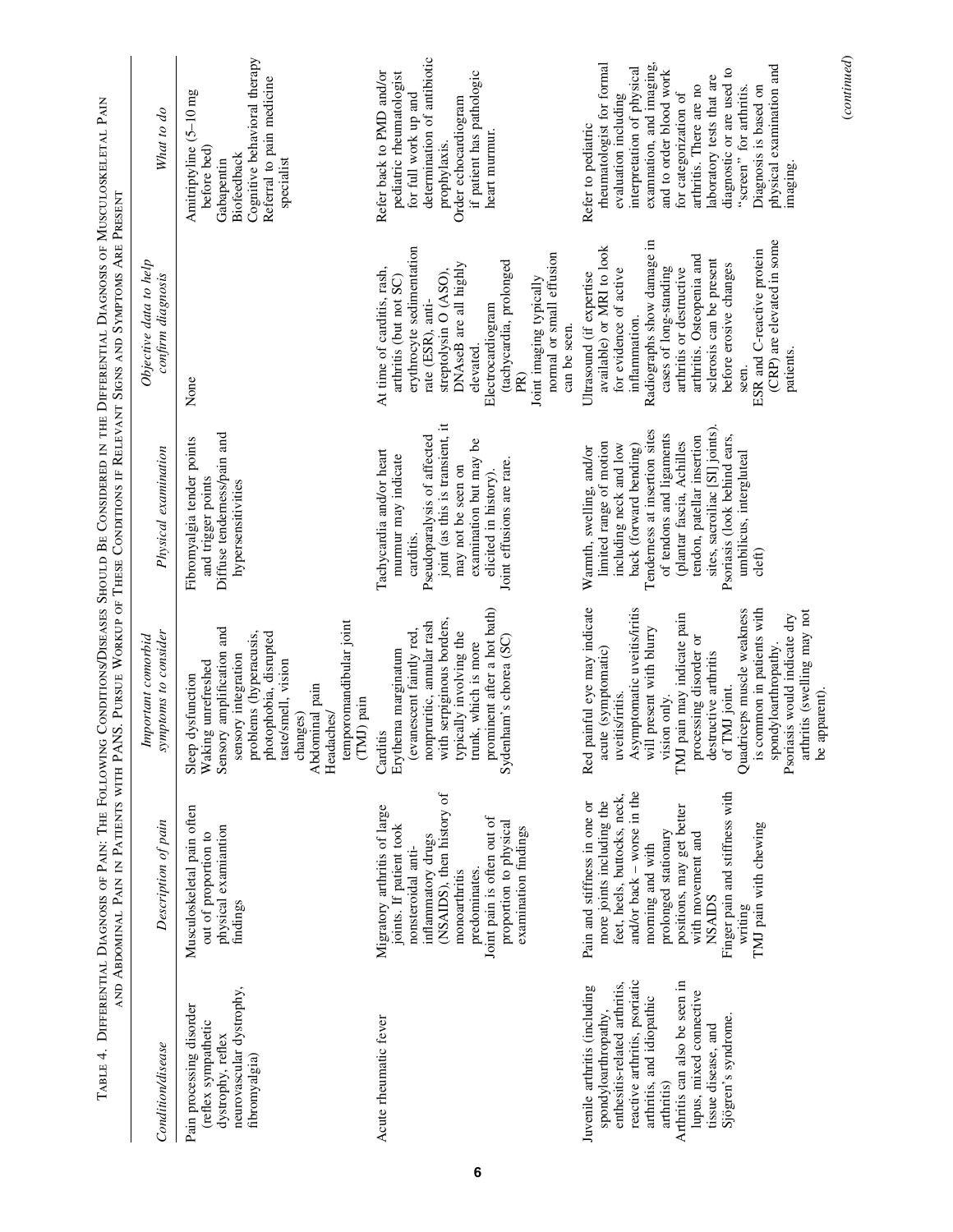Table 4. Differential Diagnosis of Pain: The Following Conditions/Diseases Should Be Considered in the Differential Diagnosis of Musculoskeletal Pain and Abdominal Pain in Patients with PANS. Pursue Workup of These Conditions if Relevant Signs and Symptoms Are Present

| *Condition/disease* | *Description of pain* | *Important comorbid symptoms to consider* | *Physical examination* | *Objective data to help confirm diagnosis* | *What to do* |
|---|---|---|---|---|---|
| Pain processing disorder (reflex sympathetic dystrophy, reflex neurovascular dystrophy, fibromyalgia) | Musculoskeletal pain often out of proportion to physical examintion findings | Sleep dysfunction<br>Waking unrefreshed<br>Sensory amplification and sensory integration problems (hyperacusis, photophobia, disrupted taste/smell, vision changes)<br>Abdominal pain<br>Headaches/temporomandibular joint (TMJ) pain | Fibromyalgia tender points and trigger points<br>Diffuse tenderness/pain and hypersensitivities | None | Amitriptyline (5–10 mg before bed)<br>Gabapentin<br>Biofeedback<br>Cognitive behavioral therapy<br>Referral to pain medicine specialist |
| Acute rheumatic fever | Migratory arthritis of large joints. If patient took nonsteroidal anti-inflammatory drugs (NSAIDS), then history of monoarthritis predominates.<br>Joint pain is often out of proportion to physical examination findings | Carditis<br>Erythema marginatum (evanescent faintly red, nonpruritic, annular rash with serpiginous borders, typically involving the trunk, which is more prominent after a hot bath)<br>Sydenham's chorea (SC) | Tachycardia and/or heart murmur may indicate carditis.<br>Pseudoparalysis of affected joint (as this is transient, it may not be seen on examination but may be elicited in history).<br>Joint effusions are rare. | At time of carditis, rash, arthritis (but not SC) erythrocyte sedimentation rate (ESR), anti-streptolysin O (ASO), DNAseB are all highly elevated.<br>Electrocardiogram (tachycardia, prolonged PR)<br>Joint imaging typically normal or small effusion can be seen. | Refer back to PMD and/or pediatric rheumatologist for full work up and determination of antibiotic prophylaxis.<br>Order echocardiogram if patient has pathologic heart murmur. |
| Juvenile arthritis (including spondyloarthropathy, enthesitis-related arthritis, reactive arthritis, psoriatic arthritis, and idiopathic arthritis)<br>Arthritis can also be seen in lupus, mixed connective tissue disease, and Sjögren's syndrome. | Pain and stiffness in one or more joints including the feet, heels, buttocks, neck, and/or back – worse in the morning and with prolonged stationary positions, may get better with movement and NSAIDS<br>Finger pain and stiffness with writing<br>TMJ pain with chewing | Red painful eye may indicate acute (symptomatic) uveitis/iritis.<br>Asymptomatic uveitis/iritis will present with blurry vision only.<br>TMJ pain may indicate pain processing disorder or destructive arthritis of TMJ joint.<br>Quadriceps muscle weakness is common in patients with spondyloarthropathy.<br>Psoriasis would indicate dry arthritis (swelling may not be apparent). | Warmth, swelling, and/or limited range of motion including neck and low back (forward bending)<br>Tenderness at insertion sites of tendons and ligaments (plantar fascia, Achilles tendon, patellar insertion sites, sacroiliac [SI] joints).<br>Psoriasis (look behind ears, umbilicus, intergluteal cleft) | Ultrasound (if expertise available) or MRI to look for evidence of active inflammation.<br>Radiographs show damage in cases of long-standing arthritis or destructive arthritis. Osteopenia and sclerosis can be present before erosive changes seen.<br>ESR and C-reactive protein (CRP) are elevated in some patients. | Refer to pediatric rheumatologist for formal evaluation including interpretation of physical examination, and imaging, and to order blood work for categorization of arthritis. There are no laboratory tests that are diagnostic or are used to "screen" for arthritis. Diagnosis is based on physical examination and imaging. |

(*continued*)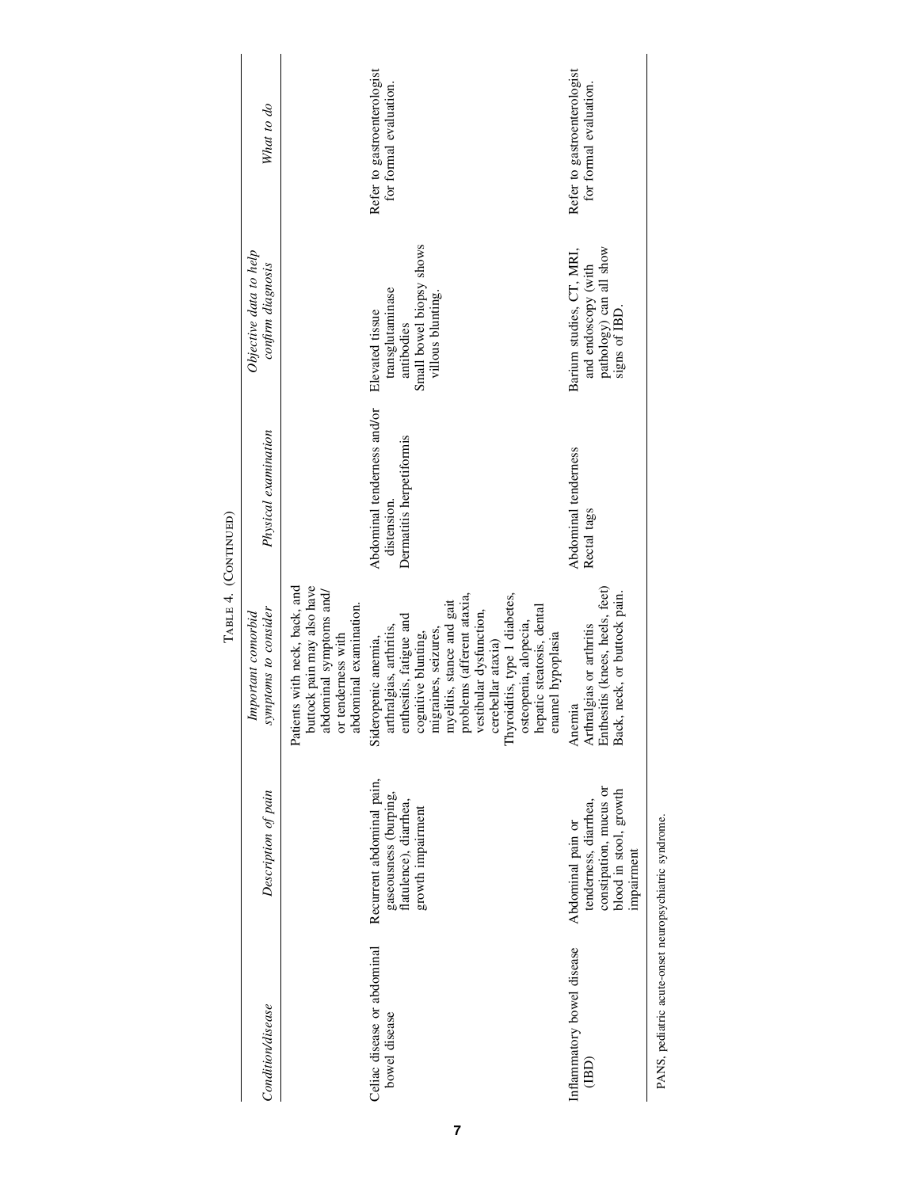Table 4. (Continued)

| *Condition/disease* | *Description of pain* | *Important comorbid symptoms to consider* | *Physical examination* | *Objective data to help confirm diagnosis* | *What to do* |
|---|---|---|---|---|---|
| | | Patients with neck, back, and buttock pain may also have abdominal symptoms and/or tenderness with abdominal examination. | | | |
| Celiac disease or abdominal bowel disease | Recurrent abdominal pain, gaseousness (burping, flatulence), diarrhea, growth impairment | Sideropenic anemia, arthralgias, arthritis, enthesitis, fatigue and cognitive blunting, migraines, seizures, myelitis, stance and gait problems (afferent ataxia, vestibular dysfunction, cerebellar ataxia) Thyroiditis, type 1 diabetes, osteopenia, alopecia, hepatic steatosis, dental enamel hypoplasia | Abdominal tenderness and/or distension. Dermatitis herpetiformis | Elevated tissue transglutaminase antibodies Small bowel biopsy shows villous blunting. | Refer to gastroenterologist for formal evaluation. |
| Inflammatory bowel disease (IBD) | Abdominal pain or tenderness, diarrhea, constipation, mucus or blood in stool, growth impairment | Anemia Arthralgias or arthritis Enthesitis (knees, heels, feet) Back, neck, or buttock pain. | Abdominal tenderness Rectal tags | Barium studies, CT, MRI, and endoscopy (with pathology) can all show signs of IBD. | Refer to gastroenterologist for formal evaluation. |

PANS, pediatric acute-onset neuropsychiatric syndrome.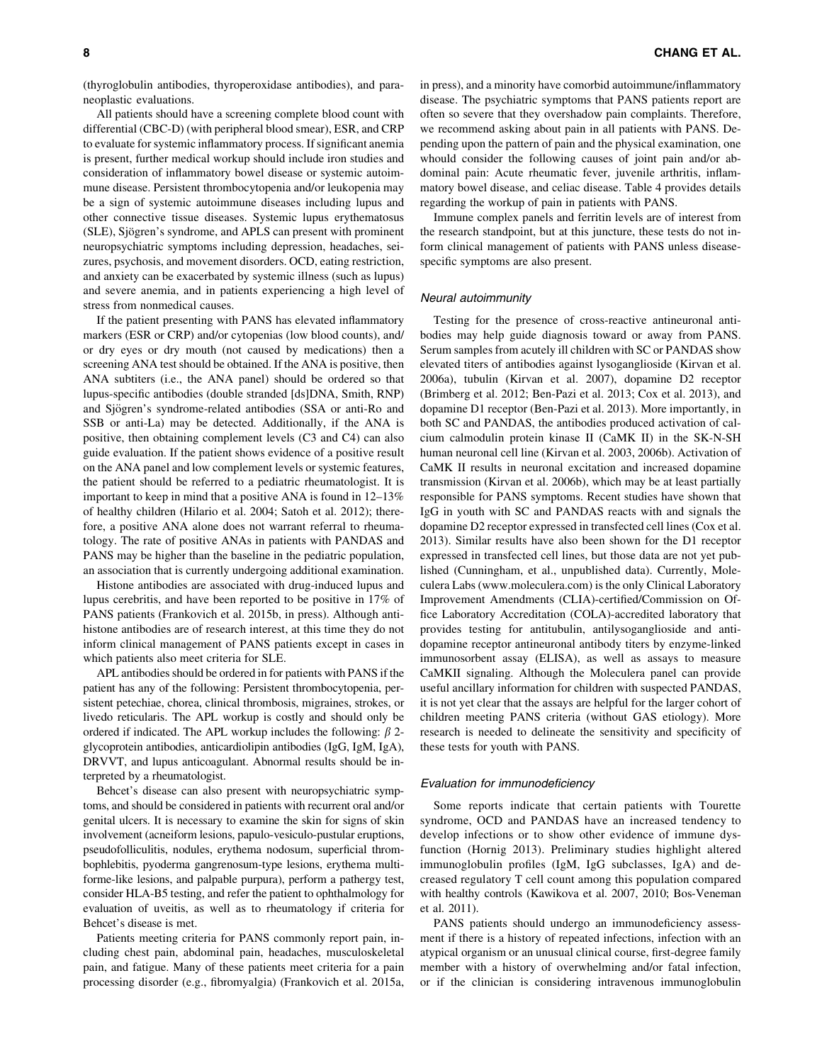(thyroglobulin antibodies, thyroperoxidase antibodies), and paraneoplastic evaluations.

All patients should have a screening complete blood count with differential (CBC-D) (with peripheral blood smear), ESR, and CRP to evaluate for systemic inflammatory process. If significant anemia is present, further medical workup should include iron studies and consideration of inflammatory bowel disease or systemic autoimmune disease. Persistent thrombocytopenia and/or leukopenia may be a sign of systemic autoimmune diseases including lupus and other connective tissue diseases. Systemic lupus erythematosus (SLE), Sjögren's syndrome, and APLS can present with prominent neuropsychiatric symptoms including depression, headaches, seizures, psychosis, and movement disorders. OCD, eating restriction, and anxiety can be exacerbated by systemic illness (such as lupus) and severe anemia, and in patients experiencing a high level of stress from nonmedical causes.

If the patient presenting with PANS has elevated inflammatory markers (ESR or CRP) and/or cytopenias (low blood counts), and/or dry eyes or dry mouth (not caused by medications) then a screening ANA test should be obtained. If the ANA is positive, then ANA subtiters (i.e., the ANA panel) should be ordered so that lupus-specific antibodies (double stranded [ds]DNA, Smith, RNP) and Sjögren's syndrome-related antibodies (SSA or anti-Ro and SSB or anti-La) may be detected. Additionally, if the ANA is positive, then obtaining complement levels (C3 and C4) can also guide evaluation. If the patient shows evidence of a positive result on the ANA panel and low complement levels or systemic features, the patient should be referred to a pediatric rheumatologist. It is important to keep in mind that a positive ANA is found in 12–13% of healthy children (Hilario et al. 2004; Satoh et al. 2012); therefore, a positive ANA alone does not warrant referral to rheumatology. The rate of positive ANAs in patients with PANDAS and PANS may be higher than the baseline in the pediatric population, an association that is currently undergoing additional examination.

Histone antibodies are associated with drug-induced lupus and lupus cerebritis, and have been reported to be positive in 17% of PANS patients (Frankovich et al. 2015b, in press). Although antihistone antibodies are of research interest, at this time they do not inform clinical management of PANS patients except in cases in which patients also meet criteria for SLE.

APL antibodies should be ordered in for patients with PANS if the patient has any of the following: Persistent thrombocytopenia, persistent petechiae, chorea, clinical thrombosis, migraines, strokes, or livedo reticularis. The APL workup is costly and should only be ordered if indicated. The APL workup includes the following: $\beta$ 2-glycoprotein antibodies, anticardiolipin antibodies (IgG, IgM, IgA), DRVVT, and lupus anticoagulant. Abnormal results should be interpreted by a rheumatologist.

Behcet's disease can also present with neuropsychiatric symptoms, and should be considered in patients with recurrent oral and/or genital ulcers. It is necessary to examine the skin for signs of skin involvement (acneiform lesions, papulo-vesiculo-pustular eruptions, pseudofolliculitis, nodules, erythema nodosum, superficial thrombophlebitis, pyoderma gangrenosum-type lesions, erythema multiforme-like lesions, and palpable purpura), perform a pathergy test, consider HLA-B5 testing, and refer the patient to ophthalmology for evaluation of uveitis, as well as to rheumatology if criteria for Behcet's disease is met.

Patients meeting criteria for PANS commonly report pain, including chest pain, abdominal pain, headaches, musculoskeletal pain, and fatigue. Many of these patients meet criteria for a pain processing disorder (e.g., fibromyalgia) (Frankovich et al. 2015a, in press), and a minority have comorbid autoimmune/inflammatory disease. The psychiatric symptoms that PANS patients report are often so severe that they overshadow pain complaints. Therefore, we recommend asking about pain in all patients with PANS. Depending upon the pattern of pain and the physical examination, one whould consider the following causes of joint pain and/or abdominal pain: Acute rheumatic fever, juvenile arthritis, inflammatory bowel disease, and celiac disease. Table 4 provides details regarding the workup of pain in patients with PANS.

Immune complex panels and ferritin levels are of interest from the research standpoint, but at this juncture, these tests do not inform clinical management of patients with PANS unless disease-specific symptoms are also present.

### *Neural autoimmunity*

Testing for the presence of cross-reactive antineuronal antibodies may help guide diagnosis toward or away from PANS. Serum samples from acutely ill children with SC or PANDAS show elevated titers of antibodies against lysoganglioside (Kirvan et al. 2006a), tubulin (Kirvan et al. 2007), dopamine D2 receptor (Brimberg et al. 2012; Ben-Pazi et al. 2013; Cox et al. 2013), and dopamine D1 receptor (Ben-Pazi et al. 2013). More importantly, in both SC and PANDAS, the antibodies produced activation of calcium calmodulin protein kinase II (CaMK II) in the SK-N-SH human neuronal cell line (Kirvan et al. 2003, 2006b). Activation of CaMK II results in neuronal excitation and increased dopamine transmission (Kirvan et al. 2006b), which may be at least partially responsible for PANS symptoms. Recent studies have shown that IgG in youth with SC and PANDAS reacts with and signals the dopamine D2 receptor expressed in transfected cell lines (Cox et al. 2013). Similar results have also been shown for the D1 receptor expressed in transfected cell lines, but those data are not yet published (Cunningham, et al., unpublished data). Currently, Moleculera Labs (www.moleculera.com) is the only Clinical Laboratory Improvement Amendments (CLIA)-certified/Commission on Office Laboratory Accreditation (COLA)-accredited laboratory that provides testing for antitubulin, antilysoganglioside and antidopamine receptor antineuronal antibody titers by enzyme-linked immunosorbent assay (ELISA), as well as assays to measure CaMKII signaling. Although the Moleculera panel can provide useful ancillary information for children with suspected PANDAS, it is not yet clear that the assays are helpful for the larger cohort of children meeting PANS criteria (without GAS etiology). More research is needed to delineate the sensitivity and specificity of these tests for youth with PANS.

### *Evaluation for immunodeficiency*

Some reports indicate that certain patients with Tourette syndrome, OCD and PANDAS have an increased tendency to develop infections or to show other evidence of immune dysfunction (Hornig 2013). Preliminary studies highlight altered immunoglobulin profiles (IgM, IgG subclasses, IgA) and decreased regulatory T cell count among this population compared with healthy controls (Kawikova et al. 2007, 2010; Bos-Veneman et al. 2011).

PANS patients should undergo an immunodeficiency assessment if there is a history of repeated infections, infection with an atypical organism or an unusual clinical course, first-degree family member with a history of overwhelming and/or fatal infection, or if the clinician is considering intravenous immunoglobulin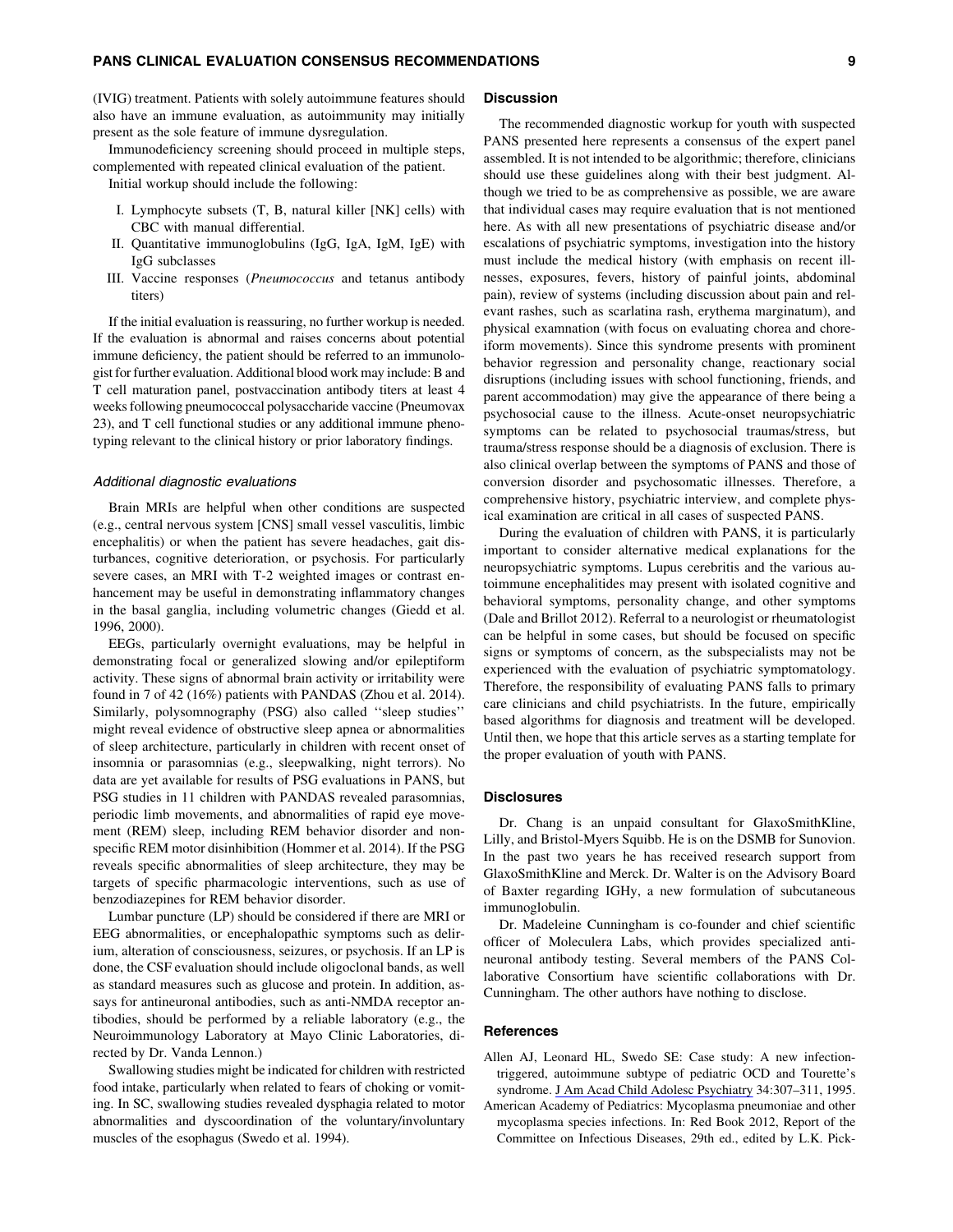(IVIG) treatment. Patients with solely autoimmune features should also have an immune evaluation, as autoimmunity may initially present as the sole feature of immune dysregulation.

Immunodeficiency screening should proceed in multiple steps, complemented with repeated clinical evaluation of the patient.

Initial workup should include the following:

I. Lymphocyte subsets (T, B, natural killer [NK] cells) with CBC with manual differential.
II. Quantitative immunoglobulins (IgG, IgA, IgM, IgE) with IgG subclasses
III. Vaccine responses (*Pneumococcus* and tetanus antibody titers)

If the initial evaluation is reassuring, no further workup is needed. If the evaluation is abnormal and raises concerns about potential immune deficiency, the patient should be referred to an immunologist for further evaluation. Additional blood work may include: B and T cell maturation panel, postvaccination antibody titers at least 4 weeks following pneumococcal polysaccharide vaccine (Pneumovax 23), and T cell functional studies or any additional immune phenotyping relevant to the clinical history or prior laboratory findings.

### *Additional diagnostic evaluations*

Brain MRIs are helpful when other conditions are suspected (e.g., central nervous system [CNS] small vessel vasculitis, limbic encephalitis) or when the patient has severe headaches, gait disturbances, cognitive deterioration, or psychosis. For particularly severe cases, an MRI with T-2 weighted images or contrast enhancement may be useful in demonstrating inflammatory changes in the basal ganglia, including volumetric changes (Giedd et al. 1996, 2000).

EEGs, particularly overnight evaluations, may be helpful in demonstrating focal or generalized slowing and/or epileptiform activity. These signs of abnormal brain activity or irritability were found in 7 of 42 (16%) patients with PANDAS (Zhou et al. 2014). Similarly, polysomnography (PSG) also called ''sleep studies'' might reveal evidence of obstructive sleep apnea or abnormalities of sleep architecture, particularly in children with recent onset of insomnia or parasomnias (e.g., sleepwalking, night terrors). No data are yet available for results of PSG evaluations in PANS, but PSG studies in 11 children with PANDAS revealed parasomnias, periodic limb movements, and abnormalities of rapid eye movement (REM) sleep, including REM behavior disorder and nonspecific REM motor disinhibition (Hommer et al. 2014). If the PSG reveals specific abnormalities of sleep architecture, they may be targets of specific pharmacologic interventions, such as use of benzodiazepines for REM behavior disorder.

Lumbar puncture (LP) should be considered if there are MRI or EEG abnormalities, or encephalopathic symptoms such as delirium, alteration of consciousness, seizures, or psychosis. If an LP is done, the CSF evaluation should include oligoclonal bands, as well as standard measures such as glucose and protein. In addition, assays for antineuronal antibodies, such as anti-NMDA receptor antibodies, should be performed by a reliable laboratory (e.g., the Neuroimmunology Laboratory at Mayo Clinic Laboratories, directed by Dr. Vanda Lennon.)

Swallowing studies might be indicated for children with restricted food intake, particularly when related to fears of choking or vomiting. In SC, swallowing studies revealed dysphagia related to motor abnormalities and dyscoordination of the voluntary/involuntary muscles of the esophagus (Swedo et al. 1994).

## Discussion

The recommended diagnostic workup for youth with suspected PANS presented here represents a consensus of the expert panel assembled. It is not intended to be algorithmic; therefore, clinicians should use these guidelines along with their best judgment. Although we tried to be as comprehensive as possible, we are aware that individual cases may require evaluation that is not mentioned here. As with all new presentations of psychiatric disease and/or escalations of psychiatric symptoms, investigation into the history must include the medical history (with emphasis on recent illnesses, exposures, fevers, history of painful joints, abdominal pain), review of systems (including discussion about pain and relevant rashes, such as scarlatina rash, erythema marginatum), and physical examnation (with focus on evaluating chorea and choreiform movements). Since this syndrome presents with prominent behavior regression and personality change, reactionary social disruptions (including issues with school functioning, friends, and parent accommodation) may give the appearance of there being a psychosocial cause to the illness. Acute-onset neuropsychiatric symptoms can be related to psychosocial traumas/stress, but trauma/stress response should be a diagnosis of exclusion. There is also clinical overlap between the symptoms of PANS and those of conversion disorder and psychosomatic illnesses. Therefore, a comprehensive history, psychiatric interview, and complete physical examination are critical in all cases of suspected PANS.

During the evaluation of children with PANS, it is particularly important to consider alternative medical explanations for the neuropsychiatric symptoms. Lupus cerebritis and the various autoimmune encephalitides may present with isolated cognitive and behavioral symptoms, personality change, and other symptoms (Dale and Brillot 2012). Referral to a neurologist or rheumatologist can be helpful in some cases, but should be focused on specific signs or symptoms of concern, as the subspecialists may not be experienced with the evaluation of psychiatric symptomatology. Therefore, the responsibility of evaluating PANS falls to primary care clinicians and child psychiatrists. In the future, empirically based algorithms for diagnosis and treatment will be developed. Until then, we hope that this article serves as a starting template for the proper evaluation of youth with PANS.

## Disclosures

Dr. Chang is an unpaid consultant for GlaxoSmithKline, Lilly, and Bristol-Myers Squibb. He is on the DSMB for Sunovion. In the past two years he has received research support from GlaxoSmithKline and Merck. Dr. Walter is on the Advisory Board of Baxter regarding IGHy, a new formulation of subcutaneous immunoglobulin.

Dr. Madeleine Cunningham is co-founder and chief scientific officer of Moleculera Labs, which provides specialized antineuronal antibody testing. Several members of the PANS Collaborative Consortium have scientific collaborations with Dr. Cunningham. The other authors have nothing to disclose.

## References

Allen AJ, Leonard HL, Swedo SE: Case study: A new infection-triggered, autoimmune subtype of pediatric OCD and Tourette's syndrome. J Am Acad Child Adolesc Psychiatry 34:307–311, 1995.

American Academy of Pediatrics: Mycoplasma pneumoniae and other mycoplasma species infections. In: Red Book 2012, Report of the Committee on Infectious Diseases, 29th ed., edited by L.K. Pick-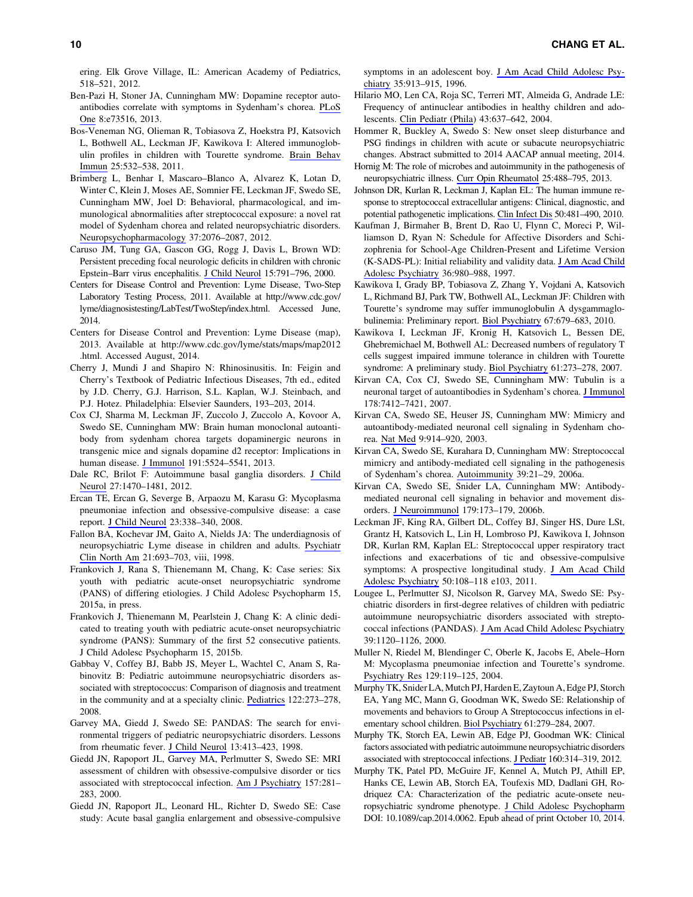ering. Elk Grove Village, IL: American Academy of Pediatrics, 518–521, 2012.

Ben-Pazi H, Stoner JA, Cunningham MW: Dopamine receptor autoantibodies correlate with symptoms in Sydenham's chorea. PLoS One 8:e73516, 2013.

Bos-Veneman NG, Olieman R, Tobiasova Z, Hoekstra PJ, Katsovich L, Bothwell AL, Leckman JF, Kawikova I: Altered immunoglobulin profiles in children with Tourette syndrome. Brain Behav Immun 25:532–538, 2011.

Brimberg L, Benhar I, Mascaro–Blanco A, Alvarez K, Lotan D, Winter C, Klein J, Moses AE, Somnier FE, Leckman JF, Swedo SE, Cunningham MW, Joel D: Behavioral, pharmacological, and immunological abnormalities after streptococcal exposure: a novel rat model of Sydenham chorea and related neuropsychiatric disorders. Neuropsychopharmacology 37:2076–2087, 2012.

Caruso JM, Tung GA, Gascon GG, Rogg J, Davis L, Brown WD: Persistent preceding focal neurologic deficits in children with chronic Epstein–Barr virus encephalitis. J Child Neurol 15:791–796, 2000.

Centers for Disease Control and Prevention: Lyme Disease, Two-Step Laboratory Testing Process, 2011. Available at http://www.cdc.gov/lyme/diagnosistesting/LabTest/TwoStep/index.html. Accessed June, 2014.

Centers for Disease Control and Prevention: Lyme Disease (map), 2013. Available at http://www.cdc.gov/lyme/stats/maps/map2012.html. Accessed August, 2014.

Cherry J, Mundi J and Shapiro N: Rhinosinusitis. In: Feigin and Cherry's Textbook of Pediatric Infectious Diseases, 7th ed., edited by J.D. Cherry, G.J. Harrison, S.L. Kaplan, W.J. Steinbach, and P.J. Hotez. Philadelphia: Elsevier Saunders, 193–203, 2014.

Cox CJ, Sharma M, Leckman JF, Zuccolo J, Zuccolo A, Kovoor A, Swedo SE, Cunningham MW: Brain human monoclonal autoantibody from sydenham chorea targets dopaminergic neurons in transgenic mice and signals dopamine d2 receptor: Implications in human disease. J Immunol 191:5524–5541, 2013.

Dale RC, Brilot F: Autoimmune basal ganglia disorders. J Child Neurol 27:1470–1481, 2012.

Ercan TE, Ercan G, Severge B, Arpaozu M, Karasu G: Mycoplasma pneumoniae infection and obsessive-compulsive disease: a case report. J Child Neurol 23:338–340, 2008.

Fallon BA, Kochevar JM, Gaito A, Nields JA: The underdiagnosis of neuropsychiatric Lyme disease in children and adults. Psychiatr Clin North Am 21:693–703, viii, 1998.

Frankovich J, Rana S, Thienemann M, Chang, K: Case series: Six youth with pediatric acute-onset neuropsychiatric syndrome (PANS) of differing etiologies. J Child Adolesc Psychopharm 15, 2015a, in press.

Frankovich J, Thienemann M, Pearlstein J, Chang K: A clinic dedicated to treating youth with pediatric acute-onset neuropsychiatric syndrome (PANS): Summary of the first 52 consecutive patients. J Child Adolesc Psychopharm 15, 2015b.

Gabbay V, Coffey BJ, Babb JS, Meyer L, Wachtel C, Anam S, Rabinovitz B: Pediatric autoimmune neuropsychiatric disorders associated with streptococcus: Comparison of diagnosis and treatment in the community and at a specialty clinic. Pediatrics 122:273–278, 2008.

Garvey MA, Giedd J, Swedo SE: PANDAS: The search for environmental triggers of pediatric neuropsychiatric disorders. Lessons from rheumatic fever. J Child Neurol 13:413–423, 1998.

Giedd JN, Rapoport JL, Garvey MA, Perlmutter S, Swedo SE: MRI assessment of children with obsessive-compulsive disorder or tics associated with streptococcal infection. Am J Psychiatry 157:281–283, 2000.

Giedd JN, Rapoport JL, Leonard HL, Richter D, Swedo SE: Case study: Acute basal ganglia enlargement and obsessive-compulsive symptoms in an adolescent boy. J Am Acad Child Adolesc Psychiatry 35:913–915, 1996.

Hilario MO, Len CA, Roja SC, Terreri MT, Almeida G, Andrade LE: Frequency of antinuclear antibodies in healthy children and adolescents. Clin Pediatr (Phila) 43:637–642, 2004.

Hommer R, Buckley A, Swedo S: New onset sleep disturbance and PSG findings in children with acute or subacute neuropsychiatric changes. Abstract submitted to 2014 AACAP annual meeting, 2014.

Hornig M: The role of microbes and autoimmunity in the pathogenesis of neuropsychiatric illness. Curr Opin Rheumatol 25:488–795, 2013.

Johnson DR, Kurlan R, Leckman J, Kaplan EL: The human immune response to streptococcal extracellular antigens: Clinical, diagnostic, and potential pathogenetic implications. Clin Infect Dis 50:481–490, 2010.

Kaufman J, Birmaher B, Brent D, Rao U, Flynn C, Moreci P, Williamson D, Ryan N: Schedule for Affective Disorders and Schizophrenia for School-Age Children-Present and Lifetime Version (K-SADS-PL): Initial reliability and validity data. J Am Acad Child Adolesc Psychiatry 36:980–988, 1997.

Kawikova I, Grady BP, Tobiasova Z, Zhang Y, Vojdani A, Katsovich L, Richmand BJ, Park TW, Bothwell AL, Leckman JF: Children with Tourette's syndrome may suffer immunoglobulin A dysgammaglobulinemia: Preliminary report. Biol Psychiatry 67:679–683, 2010.

Kawikova I, Leckman JF, Kronig H, Katsovich L, Bessen DE, Ghebremichael M, Bothwell AL: Decreased numbers of regulatory T cells suggest impaired immune tolerance in children with Tourette syndrome: A preliminary study. Biol Psychiatry 61:273–278, 2007.

Kirvan CA, Cox CJ, Swedo SE, Cunningham MW: Tubulin is a neuronal target of autoantibodies in Sydenham's chorea. J Immunol 178:7412–7421, 2007.

Kirvan CA, Swedo SE, Heuser JS, Cunningham MW: Mimicry and autoantibody-mediated neuronal cell signaling in Sydenham chorea. Nat Med 9:914–920, 2003.

Kirvan CA, Swedo SE, Kurahara D, Cunningham MW: Streptococcal mimicry and antibody-mediated cell signaling in the pathogenesis of Sydenham's chorea. Autoimmunity 39:21–29, 2006a.

Kirvan CA, Swedo SE, Snider LA, Cunningham MW: Antibody-mediated neuronal cell signaling in behavior and movement disorders. J Neuroimmunol 179:173–179, 2006b.

Leckman JF, King RA, Gilbert DL, Coffey BJ, Singer HS, Dure LSt, Grantz H, Katsovich L, Lin H, Lombroso PJ, Kawikova I, Johnson DR, Kurlan RM, Kaplan EL: Streptococcal upper respiratory tract infections and exacerbations of tic and obsessive-compulsive symptoms: A prospective longitudinal study. J Am Acad Child Adolesc Psychiatry 50:108–118 e103, 2011.

Lougee L, Perlmutter SJ, Nicolson R, Garvey MA, Swedo SE: Psychiatric disorders in first-degree relatives of children with pediatric autoimmune neuropsychiatric disorders associated with streptococcal infections (PANDAS). J Am Acad Child Adolesc Psychiatry 39:1120–1126, 2000.

Muller N, Riedel M, Blendinger C, Oberle K, Jacobs E, Abele–Horn M: Mycoplasma pneumoniae infection and Tourette's syndrome. Psychiatry Res 129:119–125, 2004.

Murphy TK, Snider LA, Mutch PJ, Harden E, Zaytoun A, Edge PJ, Storch EA, Yang MC, Mann G, Goodman WK, Swedo SE: Relationship of movements and behaviors to Group A Streptococcus infections in elementary school children. Biol Psychiatry 61:279–284, 2007.

Murphy TK, Storch EA, Lewin AB, Edge PJ, Goodman WK: Clinical factors associated with pediatric autoimmune neuropsychiatric disorders associated with streptococcal infections. J Pediatr 160:314–319, 2012.

Murphy TK, Patel PD, McGuire JF, Kennel A, Mutch PJ, Athill EP, Hanks CE, Lewin AB, Storch EA, Toufexis MD, Dadlani GH, Rodriquez CA: Characterization of the pediatric acute-onsete neuropsychiatric syndrome phenotype. J Child Adolesc Psychopharm DOI: 10.1089/cap.2014.0062. Epub ahead of print October 10, 2014.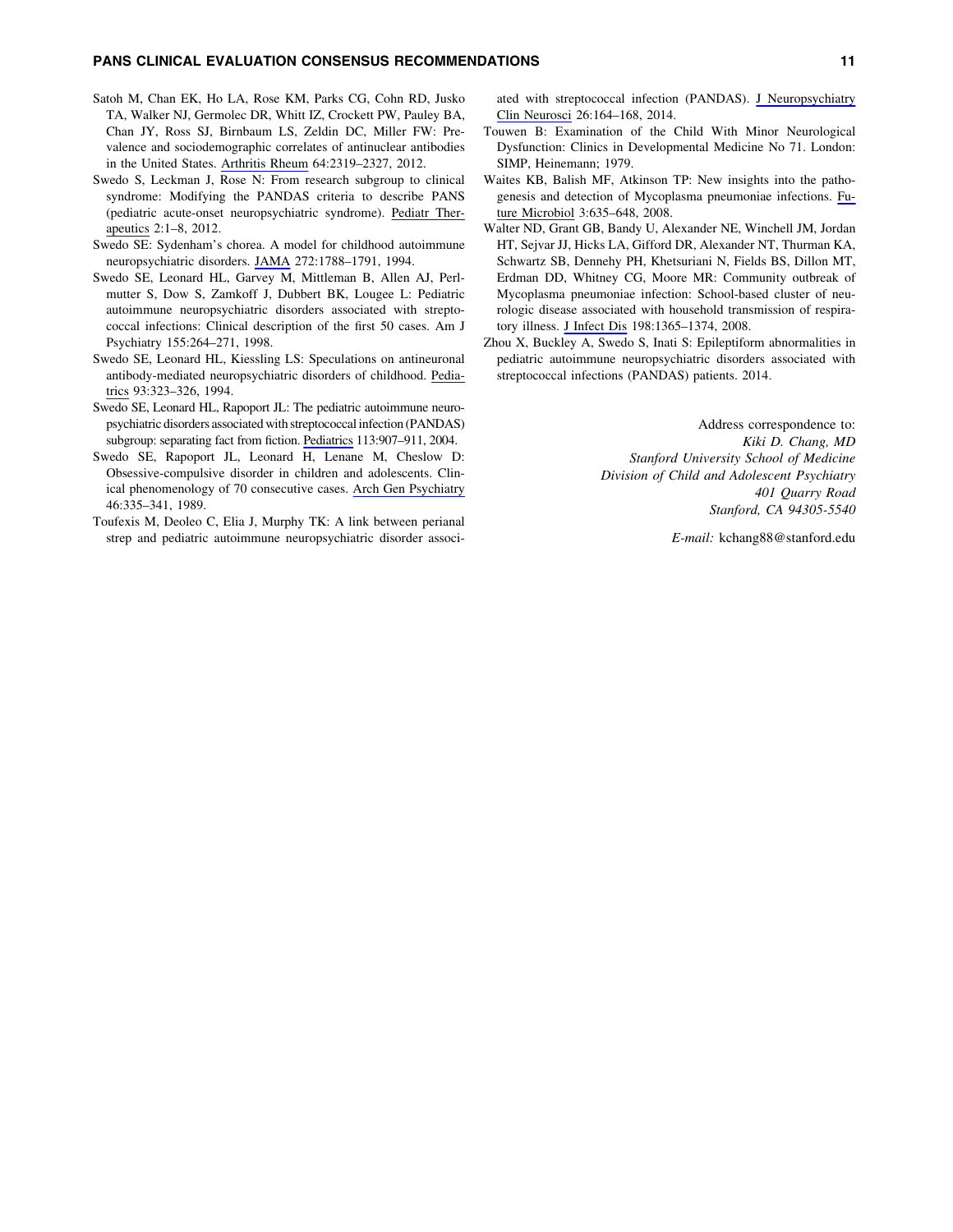Satoh M, Chan EK, Ho LA, Rose KM, Parks CG, Cohn RD, Jusko TA, Walker NJ, Germolec DR, Whitt IZ, Crockett PW, Pauley BA, Chan JY, Ross SJ, Birnbaum LS, Zeldin DC, Miller FW: Prevalence and sociodemographic correlates of antinuclear antibodies in the United States. Arthritis Rheum 64:2319–2327, 2012.

Swedo S, Leckman J, Rose N: From research subgroup to clinical syndrome: Modifying the PANDAS criteria to describe PANS (pediatric acute-onset neuropsychiatric syndrome). Pediatr Therapeutics 2:1–8, 2012.

Swedo SE: Sydenham's chorea. A model for childhood autoimmune neuropsychiatric disorders. JAMA 272:1788–1791, 1994.

Swedo SE, Leonard HL, Garvey M, Mittleman B, Allen AJ, Perlmutter S, Dow S, Zamkoff J, Dubbert BK, Lougee L: Pediatric autoimmune neuropsychiatric disorders associated with streptococcal infections: Clinical description of the first 50 cases. Am J Psychiatry 155:264–271, 1998.

Swedo SE, Leonard HL, Kiessling LS: Speculations on antineuronal antibody-mediated neuropsychiatric disorders of childhood. Pediatrics 93:323–326, 1994.

Swedo SE, Leonard HL, Rapoport JL: The pediatric autoimmune neuropsychiatric disorders associated with streptococcal infection (PANDAS) subgroup: separating fact from fiction. Pediatrics 113:907–911, 2004.

Swedo SE, Rapoport JL, Leonard H, Lenane M, Cheslow D: Obsessive-compulsive disorder in children and adolescents. Clinical phenomenology of 70 consecutive cases. Arch Gen Psychiatry 46:335–341, 1989.

Toufexis M, Deoleo C, Elia J, Murphy TK: A link between perianal strep and pediatric autoimmune neuropsychiatric disorder associated with streptococcal infection (PANDAS). J Neuropsychiatry Clin Neurosci 26:164–168, 2014.

Touwen B: Examination of the Child With Minor Neurological Dysfunction: Clinics in Developmental Medicine No 71. London: SIMP, Heinemann; 1979.

Waites KB, Balish MF, Atkinson TP: New insights into the pathogenesis and detection of Mycoplasma pneumoniae infections. Future Microbiol 3:635–648, 2008.

Walter ND, Grant GB, Bandy U, Alexander NE, Winchell JM, Jordan HT, Sejvar JJ, Hicks LA, Gifford DR, Alexander NT, Thurman KA, Schwartz SB, Dennehy PH, Khetsuriani N, Fields BS, Dillon MT, Erdman DD, Whitney CG, Moore MR: Community outbreak of Mycoplasma pneumoniae infection: School-based cluster of neurologic disease associated with household transmission of respiratory illness. J Infect Dis 198:1365–1374, 2008.

Zhou X, Buckley A, Swedo S, Inati S: Epileptiform abnormalities in pediatric autoimmune neuropsychiatric disorders associated with streptococcal infections (PANDAS) patients. 2014.

Address correspondence to:
*Kiki D. Chang, MD*
*Stanford University School of Medicine*
*Division of Child and Adolescent Psychiatry*
*401 Quarry Road*
*Stanford, CA 94305-5540*

*E-mail:* kchang88@stanford.edu